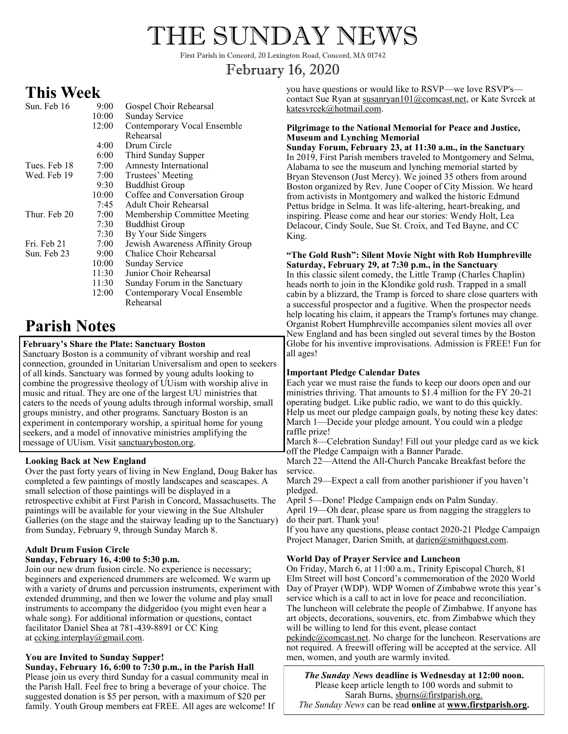# THE SUNDAY NEWS

First Parish in Concord, 20 Lexington Road, Concord, MA 01742

February 16, 2020

## This Week

| | | |
|---|---|---|
| Sun. Feb 16 | 9:00 | Gospel Choir Rehearsal |
| | 10:00 | Sunday Service |
| | 12:00 | Contemporary Vocal Ensemble Rehearsal |
| | 4:00 | Drum Circle |
| | 6:00 | Third Sunday Supper |
| Tues. Feb 18 | 7:00 | Amnesty International |
| Wed. Feb 19 | 7:00 | Trustees' Meeting |
| | 9:30 | Buddhist Group |
| | 10:00 | Coffee and Conversation Group |
| | 7:45 | Adult Choir Rehearsal |
| Thur. Feb 20 | 7:00 | Membership Committee Meeting |
| | 7:30 | Buddhist Group |
| | 7:30 | By Your Side Singers |
| Fri. Feb 21 | 7:00 | Jewish Awareness Affinity Group |
| Sun. Feb 23 | 9:00 | Chalice Choir Rehearsal |
| | 10:00 | Sunday Service |
| | 11:30 | Junior Choir Rehearsal |
| | 11:30 | Sunday Forum in the Sanctuary |
| | 12:00 | Contemporary Vocal Ensemble Rehearsal |

## Parish Notes

**February's Share the Plate: Sanctuary Boston**

Sanctuary Boston is a community of vibrant worship and real connection, grounded in Unitarian Universalism and open to seekers of all kinds. Sanctuary was formed by young adults looking to combine the progressive theology of UUism with worship alive in music and ritual. They are one of the largest UU ministries that caters to the needs of young adults through informal worship, small groups ministry, and other programs. Sanctuary Boston is an experiment in contemporary worship, a spiritual home for young seekers, and a model of innovative ministries amplifying the message of UUism. Visit sanctuaryboston.org.

**Looking Back at New England**

Over the past forty years of living in New England, Doug Baker has completed a few paintings of mostly landscapes and seascapes. A small selection of those paintings will be displayed in a retrospective exhibit at First Parish in Concord, Massachusetts. The paintings will be available for your viewing in the Sue Altshuler Galleries (on the stage and the stairway leading up to the Sanctuary) from Sunday, February 9, through Sunday March 8.

**Adult Drum Fusion Circle**
**Sunday, February 16, 4:00 to 5:30 p.m.**

Join our new drum fusion circle. No experience is necessary; beginners and experienced drummers are welcomed. We warm up with a variety of drums and percussion instruments, experiment with extended drumming, and then we lower the volume and play small instruments to accompany the didgeridoo (you might even hear a whale song). For additional information or questions, contact facilitator Daniel Shea at 781-439-8891 or CC King at ccking.interplay@gmail.com.

**You are Invited to Sunday Supper!**
**Sunday, February 16, 6:00 to 7:30 p.m., in the Parish Hall**

Please join us every third Sunday for a casual community meal in the Parish Hall. Feel free to bring a beverage of your choice. The suggested donation is $5 per person, with a maximum of $20 per family. Youth Group members eat FREE. All ages are welcome! If you have questions or would like to RSVP—we love RSVP's—contact Sue Ryan at susanryan101@comcast.net, or Kate Svrcek at katesvrcek@hotmail.com.

**Pilgrimage to the National Memorial for Peace and Justice, Museum and Lynching Memorial**
**Sunday Forum, February 23, at 11:30 a.m., in the Sanctuary**

In 2019, First Parish members traveled to Montgomery and Selma, Alabama to see the museum and lynching memorial started by Bryan Stevenson (Just Mercy). We joined 35 others from around Boston organized by Rev. June Cooper of City Mission. We heard from activists in Montgomery and walked the historic Edmund Pettus bridge in Selma. It was life-altering, heart-breaking, and inspiring. Please come and hear our stories: Wendy Holt, Lea Delacour, Cindy Soule, Sue St. Croix, and Ted Bayne, and CC King.

**"The Gold Rush": Silent Movie Night with Rob Humphreville**
**Saturday, February 29, at 7:30 p.m., in the Sanctuary**

In this classic silent comedy, the Little Tramp (Charles Chaplin) heads north to join in the Klondike gold rush. Trapped in a small cabin by a blizzard, the Tramp is forced to share close quarters with a successful prospector and a fugitive. When the prospector needs help locating his claim, it appears the Tramp's fortunes may change. Organist Robert Humphreville accompanies silent movies all over New England and has been singled out several times by the Boston Globe for his inventive improvisations. Admission is FREE! Fun for all ages!

**Important Pledge Calendar Dates**

Each year we must raise the funds to keep our doors open and our ministries thriving. That amounts to $1.4 million for the FY 20-21 operating budget. Like public radio, we want to do this quickly. Help us meet our pledge campaign goals, by noting these key dates:
March 1—Decide your pledge amount. You could win a pledge raffle prize!
March 8—Celebration Sunday! Fill out your pledge card as we kick off the Pledge Campaign with a Banner Parade.
March 22—Attend the All-Church Pancake Breakfast before the service.
March 29—Expect a call from another parishioner if you haven't pledged.
April 5—Done! Pledge Campaign ends on Palm Sunday.
April 19—Oh dear, please spare us from nagging the stragglers to do their part. Thank you!
If you have any questions, please contact 2020-21 Pledge Campaign Project Manager, Darien Smith, at darien@smithquest.com.

**World Day of Prayer Service and Luncheon**

On Friday, March 6, at 11:00 a.m., Trinity Episcopal Church, 81 Elm Street will host Concord's commemoration of the 2020 World Day of Prayer (WDP). WDP Women of Zimbabwe wrote this year's service which is a call to act in love for peace and reconciliation. The luncheon will celebrate the people of Zimbabwe. If anyone has art objects, decorations, souvenirs, etc. from Zimbabwe which they will be willing to lend for this event, please contact pekindc@comcast.net. No charge for the luncheon. Reservations are not required. A freewill offering will be accepted at the service. All men, women, and youth are warmly invited.

***The Sunday News* deadline is Wednesday at 12:00 noon.**
Please keep article length to 100 words and submit to Sarah Burns, sburns@firstparish.org.
*The Sunday News* can be read **online** at **www.firstparish.org.**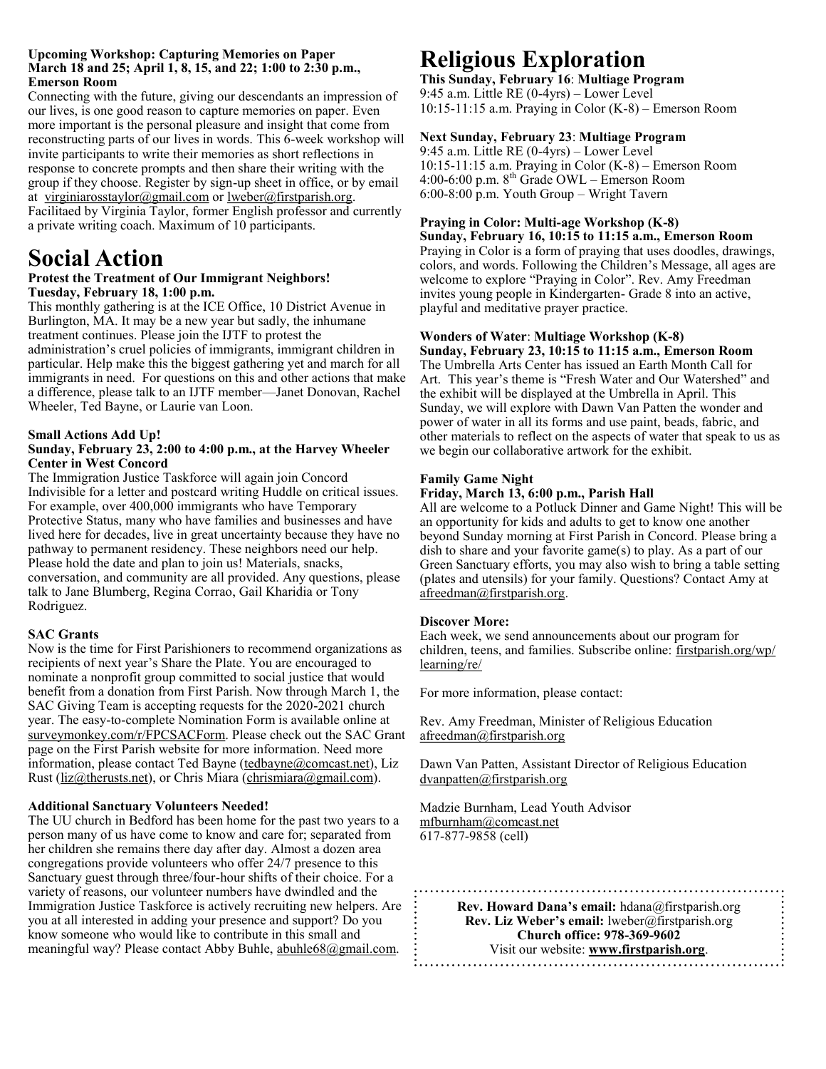**Upcoming Workshop: Capturing Memories on Paper**
**March 18 and 25; April 1, 8, 15, and 22; 1:00 to 2:30 p.m., Emerson Room**

Connecting with the future, giving our descendants an impression of our lives, is one good reason to capture memories on paper. Even more important is the personal pleasure and insight that come from reconstructing parts of our lives in words. This 6-week workshop will invite participants to write their memories as short reflections in response to concrete prompts and then share their writing with the group if they choose. Register by sign-up sheet in office, or by email at virginiarosstaylor@gmail.com or lweber@firstparish.org. Facilitaed by Virginia Taylor, former English professor and currently a private writing coach. Maximum of 10 participants.

# Social Action

**Protest the Treatment of Our Immigrant Neighbors!**
**Tuesday, February 18, 1:00 p.m.**

This monthly gathering is at the ICE Office, 10 District Avenue in Burlington, MA. It may be a new year but sadly, the inhumane treatment continues. Please join the IJTF to protest the administration's cruel policies of immigrants, immigrant children in particular. Help make this the biggest gathering yet and march for all immigrants in need. For questions on this and other actions that make a difference, please talk to an IJTF member—Janet Donovan, Rachel Wheeler, Ted Bayne, or Laurie van Loon.

**Small Actions Add Up!**
**Sunday, February 23, 2:00 to 4:00 p.m., at the Harvey Wheeler Center in West Concord**

The Immigration Justice Taskforce will again join Concord Indivisible for a letter and postcard writing Huddle on critical issues. For example, over 400,000 immigrants who have Temporary Protective Status, many who have families and businesses and have lived here for decades, live in great uncertainty because they have no pathway to permanent residency. These neighbors need our help. Please hold the date and plan to join us! Materials, snacks, conversation, and community are all provided. Any questions, please talk to Jane Blumberg, Regina Corrao, Gail Kharidia or Tony Rodriguez.

**SAC Grants**

Now is the time for First Parishioners to recommend organizations as recipients of next year's Share the Plate. You are encouraged to nominate a nonprofit group committed to social justice that would benefit from a donation from First Parish. Now through March 1, the SAC Giving Team is accepting requests for the 2020-2021 church year. The easy-to-complete Nomination Form is available online at surveymonkey.com/r/FPCSACForm. Please check out the SAC Grant page on the First Parish website for more information. Need more information, please contact Ted Bayne (tedbayne@comcast.net), Liz Rust (liz@therusts.net), or Chris Miara (chrismiara@gmail.com).

**Additional Sanctuary Volunteers Needed!**

The UU church in Bedford has been home for the past two years to a person many of us have come to know and care for; separated from her children she remains there day after day. Almost a dozen area congregations provide volunteers who offer 24/7 presence to this Sanctuary guest through three/four-hour shifts of their choice. For a variety of reasons, our volunteer numbers have dwindled and the Immigration Justice Taskforce is actively recruiting new helpers. Are you at all interested in adding your presence and support? Do you know someone who would like to contribute in this small and meaningful way? Please contact Abby Buhle, abuhle68@gmail.com.

# Religious Exploration

**This Sunday, February 16**: **Multiage Program**
9:45 a.m. Little RE (0-4yrs) – Lower Level
10:15-11:15 a.m. Praying in Color (K-8) – Emerson Room

**Next Sunday, February 23**: **Multiage Program**
9:45 a.m. Little RE (0-4yrs) – Lower Level
10:15-11:15 a.m. Praying in Color (K-8) – Emerson Room
4:00-6:00 p.m. 8th Grade OWL – Emerson Room
6:00-8:00 p.m. Youth Group – Wright Tavern

**Praying in Color: Multi-age Workshop (K-8)**
**Sunday, February 16, 10:15 to 11:15 a.m., Emerson Room**

Praying in Color is a form of praying that uses doodles, drawings, colors, and words. Following the Children's Message, all ages are welcome to explore "Praying in Color". Rev. Amy Freedman invites young people in Kindergarten- Grade 8 into an active, playful and meditative prayer practice.

**Wonders of Water**: **Multiage Workshop (K-8)**
**Sunday, February 23, 10:15 to 11:15 a.m., Emerson Room**

The Umbrella Arts Center has issued an Earth Month Call for Art. This year's theme is "Fresh Water and Our Watershed" and the exhibit will be displayed at the Umbrella in April. This Sunday, we will explore with Dawn Van Patten the wonder and power of water in all its forms and use paint, beads, fabric, and other materials to reflect on the aspects of water that speak to us as we begin our collaborative artwork for the exhibit.

**Family Game Night**
**Friday, March 13, 6:00 p.m., Parish Hall**

All are welcome to a Potluck Dinner and Game Night! This will be an opportunity for kids and adults to get to know one another beyond Sunday morning at First Parish in Concord. Please bring a dish to share and your favorite game(s) to play. As a part of our Green Sanctuary efforts, you may also wish to bring a table setting (plates and utensils) for your family. Questions? Contact Amy at afreedman@firstparish.org.

**Discover More:**

Each week, we send announcements about our program for children, teens, and families. Subscribe online: firstparish.org/wp/learning/re/

For more information, please contact:

Rev. Amy Freedman, Minister of Religious Education
afreedman@firstparish.org

Dawn Van Patten, Assistant Director of Religious Education
dvanpatten@firstparish.org

Madzie Burnham, Lead Youth Advisor
mfburnham@comcast.net
617-877-9858 (cell)

**Rev. Howard Dana's email:** hdana@firstparish.org
**Rev. Liz Weber's email:** lweber@firstparish.org
**Church office: 978-369-9602**
Visit our website: **www.firstparish.org**.